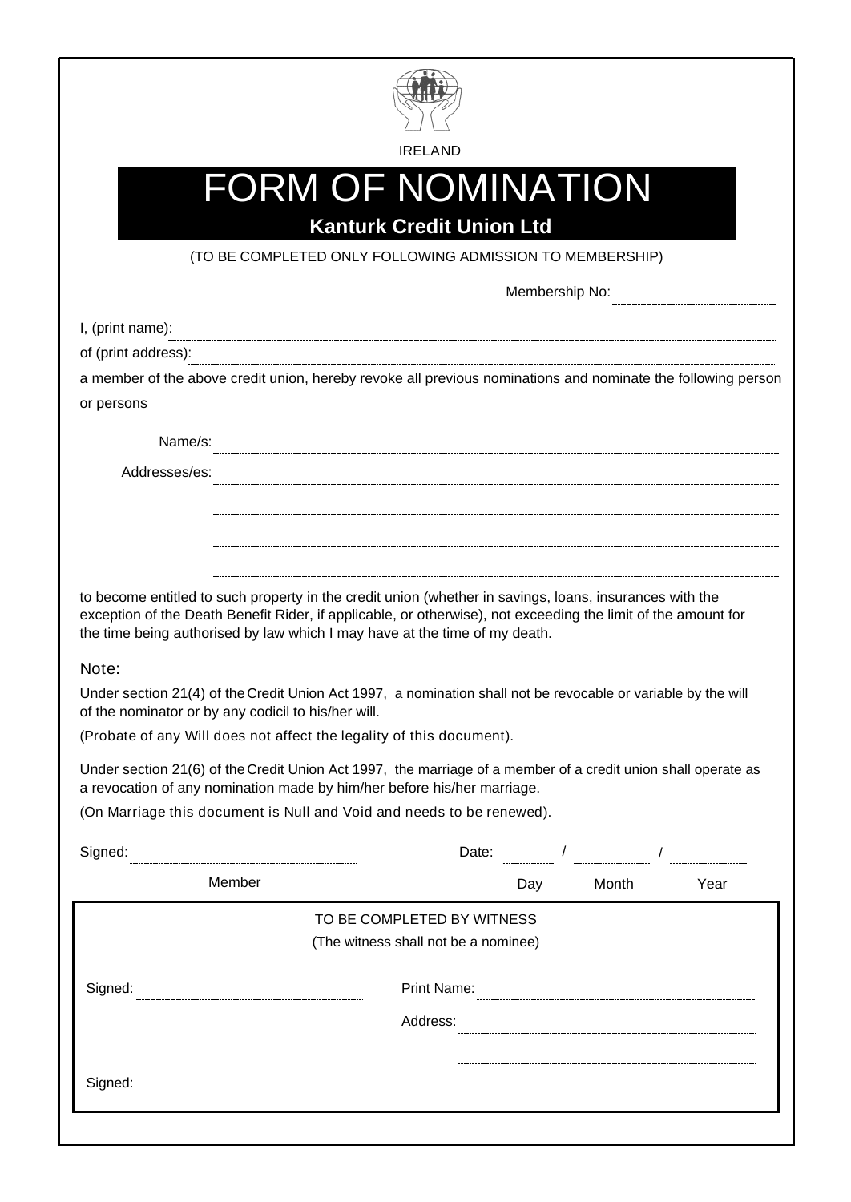IRELAND

# FORM OF NOMINATION

**Kanturk Credit Union Ltd**

(TO BE COMPLETED ONLY FOLLOWING ADMISSION TO MEMBERSHIP)

Membership No: ______________________

I, (print name): ______________________________________________

of (print address): ______________________________________________

a member of the above credit union, hereby revoke all previous nominations and nominate the following person or persons

Name/s: ______________________________________________

Addresses/es: ______________________________________________

______________________________________________

______________________________________________

______________________________________________

to become entitled to such property in the credit union (whether in savings, loans, insurances with the exception of the Death Benefit Rider, if applicable, or otherwise), not exceeding the limit of the amount for the time being authorised by law which I may have at the time of my death.

Note:

Under section 21(4) of the Credit Union Act 1997, a nomination shall not be revocable or variable by the will of the nominator or by any codicil to his/her will.

(Probate of any Will does not affect the legality of this document).

Under section 21(6) of the Credit Union Act 1997, the marriage of a member of a credit union shall operate as a revocation of any nomination made by him/her before his/her marriage.

(On Marriage this document is Null and Void and needs to be renewed).

Signed: ______________________ Date: ______ / ______ / ______

Member Day Month Year

TO BE COMPLETED BY WITNESS

(The witness shall not be a nominee)

Signed: ______________________ Print Name: ______________________

Address: ______________________

______________________

Signed: ______________________ ______________________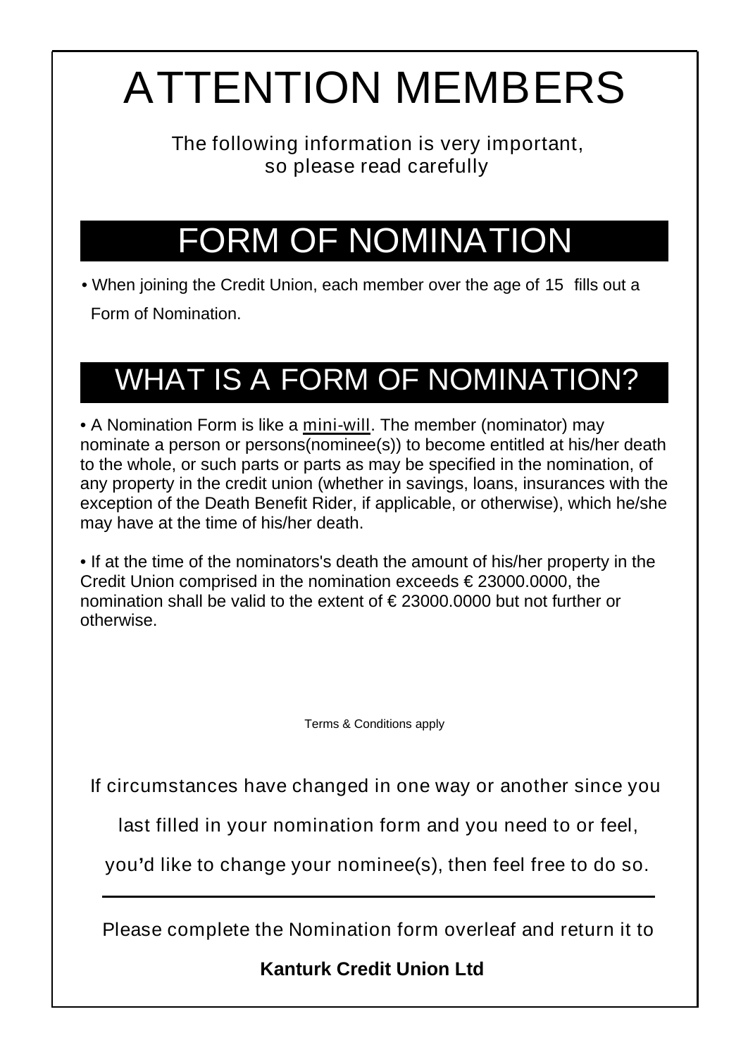# ATTENTION MEMBERS

The following information is very important, so please read carefully

## FORM OF NOMINATION

- When joining the Credit Union, each member over the age of 15 fills out a Form of Nomination.

## WHAT IS A FORM OF NOMINATION?

- A Nomination Form is like a mini-will. The member (nominator) may nominate a person or persons(nominee(s)) to become entitled at his/her death to the whole, or such parts or parts as may be specified in the nomination, of any property in the credit union (whether in savings, loans, insurances with the exception of the Death Benefit Rider, if applicable, or otherwise), which he/she may have at the time of his/her death.

- If at the time of the nominators's death the amount of his/her property in the Credit Union comprised in the nomination exceeds € 23000.0000, the nomination shall be valid to the extent of € 23000.0000 but not further or otherwise.

Terms & Conditions apply

If circumstances have changed in one way or another since you last filled in your nomination form and you need to or feel, you'd like to change your nominee(s), then feel free to do so.

---

Please complete the Nomination form overleaf and return it to

**Kanturk Credit Union Ltd**